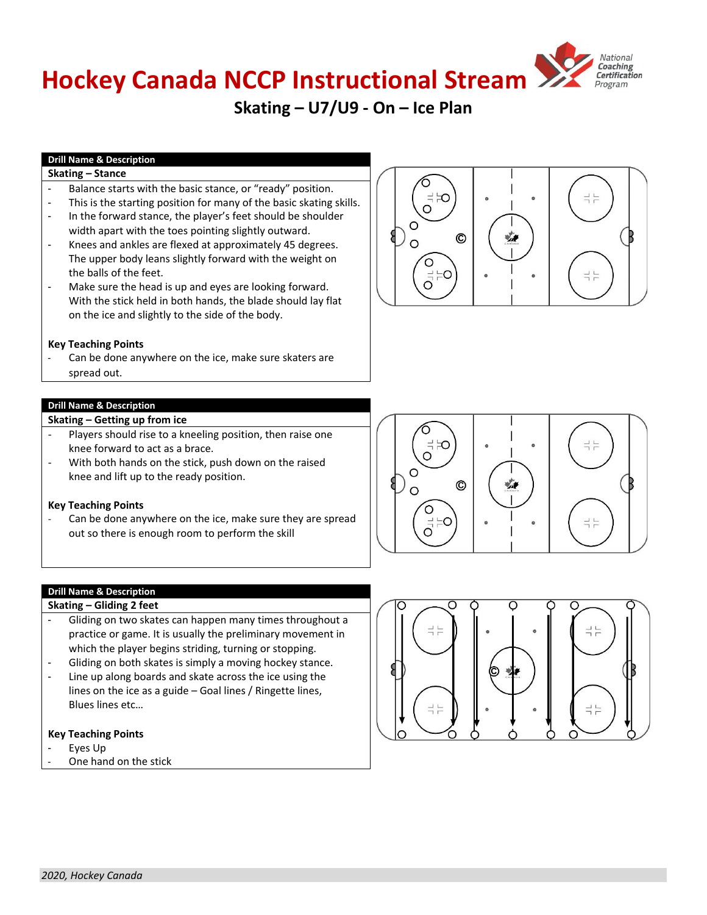# Hockey Canada NCCP Instructional Stream

## Skating – U7/U9 - On – Ice Plan

**Drill Name & Description**

**Skating – Stance**

- Balance starts with the basic stance, or "ready" position.
- This is the starting position for many of the basic skating skills.
- In the forward stance, the player's feet should be shoulder width apart with the toes pointing slightly outward.
- Knees and ankles are flexed at approximately 45 degrees. The upper body leans slightly forward with the weight on the balls of the feet.
- Make sure the head is up and eyes are looking forward. With the stick held in both hands, the blade should lay flat on the ice and slightly to the side of the body.

**Key Teaching Points**

- Can be done anywhere on the ice, make sure skaters are spread out.

**Drill Name & Description**

**Skating – Getting up from ice**

- Players should rise to a kneeling position, then raise one knee forward to act as a brace.
- With both hands on the stick, push down on the raised knee and lift up to the ready position.

**Key Teaching Points**

- Can be done anywhere on the ice, make sure they are spread out so there is enough room to perform the skill

**Drill Name & Description**

**Skating – Gliding 2 feet**

- Gliding on two skates can happen many times throughout a practice or game. It is usually the preliminary movement in which the player begins striding, turning or stopping.
- Gliding on both skates is simply a moving hockey stance.
- Line up along boards and skate across the ice using the lines on the ice as a guide – Goal lines / Ringette lines, Blues lines etc…

**Key Teaching Points**

- Eyes Up
- One hand on the stick

*2020, Hockey Canada*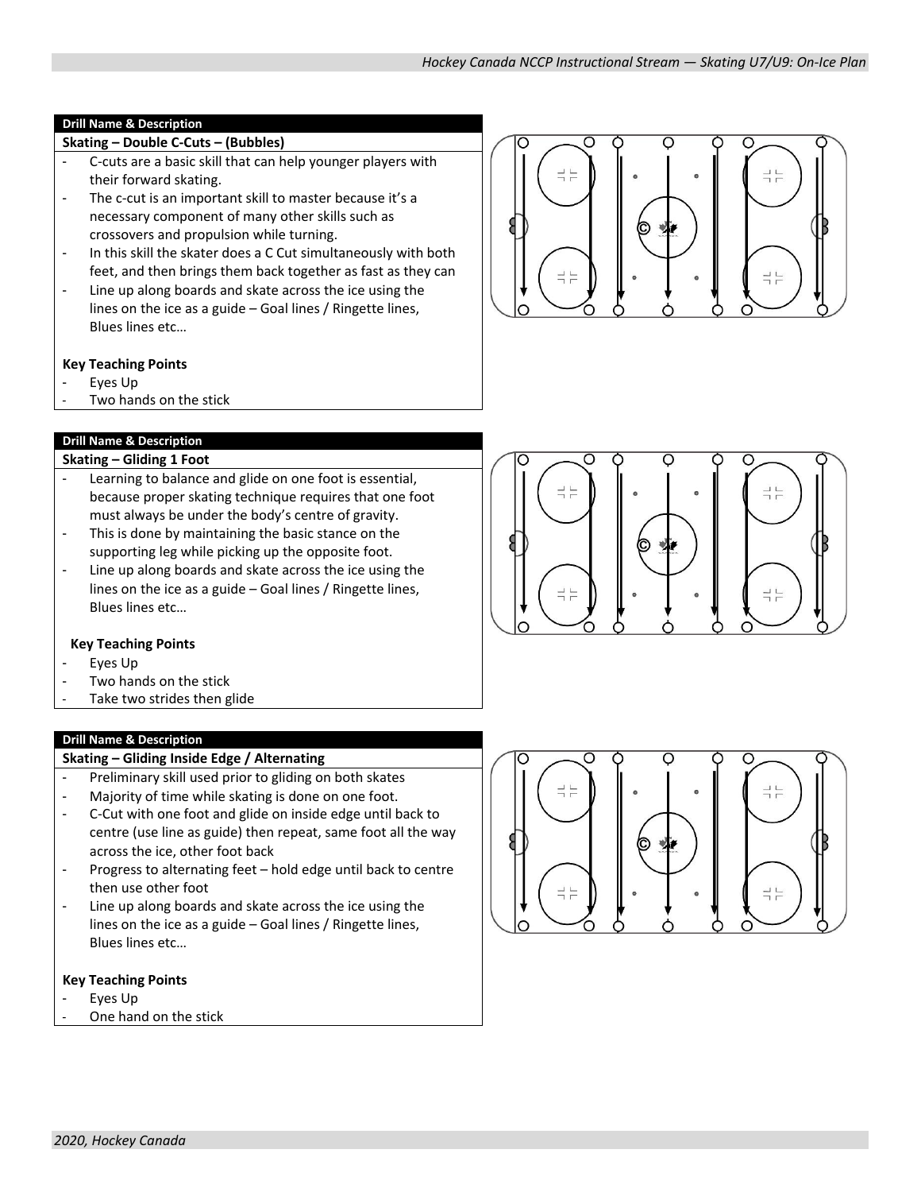## Drill Name & Description

### Skating – Double C-Cuts – (Bubbles)

- C-cuts are a basic skill that can help younger players with their forward skating.
- The c-cut is an important skill to master because it's a necessary component of many other skills such as crossovers and propulsion while turning.
- In this skill the skater does a C Cut simultaneously with both feet, and then brings them back together as fast as they can
- Line up along boards and skate across the ice using the lines on the ice as a guide – Goal lines / Ringette lines, Blues lines etc…

**Key Teaching Points**

- Eyes Up
- Two hands on the stick

## Drill Name & Description

### Skating – Gliding 1 Foot

- Learning to balance and glide on one foot is essential, because proper skating technique requires that one foot must always be under the body's centre of gravity.
- This is done by maintaining the basic stance on the supporting leg while picking up the opposite foot.
- Line up along boards and skate across the ice using the lines on the ice as a guide – Goal lines / Ringette lines, Blues lines etc…

**Key Teaching Points**

- Eyes Up
- Two hands on the stick
- Take two strides then glide

## Drill Name & Description

### Skating – Gliding Inside Edge / Alternating

- Preliminary skill used prior to gliding on both skates
- Majority of time while skating is done on one foot.
- C-Cut with one foot and glide on inside edge until back to centre (use line as guide) then repeat, same foot all the way across the ice, other foot back
- Progress to alternating feet – hold edge until back to centre then use other foot
- Line up along boards and skate across the ice using the lines on the ice as a guide – Goal lines / Ringette lines, Blues lines etc…

**Key Teaching Points**

- Eyes Up
- One hand on the stick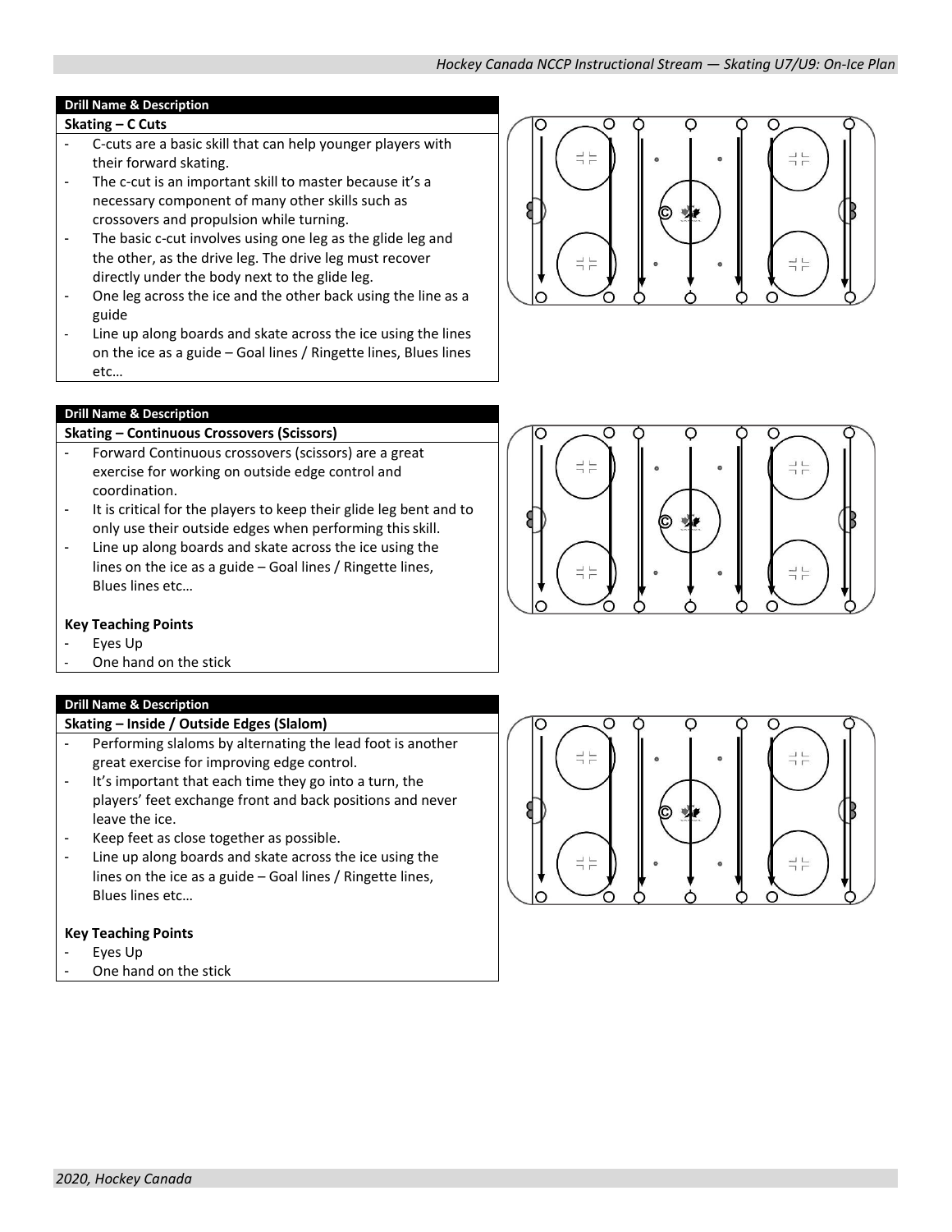**Drill Name & Description**

**Skating – C Cuts**

- C-cuts are a basic skill that can help younger players with their forward skating.
- The c-cut is an important skill to master because it's a necessary component of many other skills such as crossovers and propulsion while turning.
- The basic c-cut involves using one leg as the glide leg and the other, as the drive leg. The drive leg must recover directly under the body next to the glide leg.
- One leg across the ice and the other back using the line as a guide
- Line up along boards and skate across the ice using the lines on the ice as a guide – Goal lines / Ringette lines, Blues lines etc…

**Drill Name & Description**

**Skating – Continuous Crossovers (Scissors)**

- Forward Continuous crossovers (scissors) are a great exercise for working on outside edge control and coordination.
- It is critical for the players to keep their glide leg bent and to only use their outside edges when performing this skill.
- Line up along boards and skate across the ice using the lines on the ice as a guide – Goal lines / Ringette lines, Blues lines etc…

**Key Teaching Points**

- Eyes Up
- One hand on the stick

**Drill Name & Description**

**Skating – Inside / Outside Edges (Slalom)**

- Performing slaloms by alternating the lead foot is another great exercise for improving edge control.
- It's important that each time they go into a turn, the players' feet exchange front and back positions and never leave the ice.
- Keep feet as close together as possible.
- Line up along boards and skate across the ice using the lines on the ice as a guide – Goal lines / Ringette lines, Blues lines etc…

**Key Teaching Points**

- Eyes Up
- One hand on the stick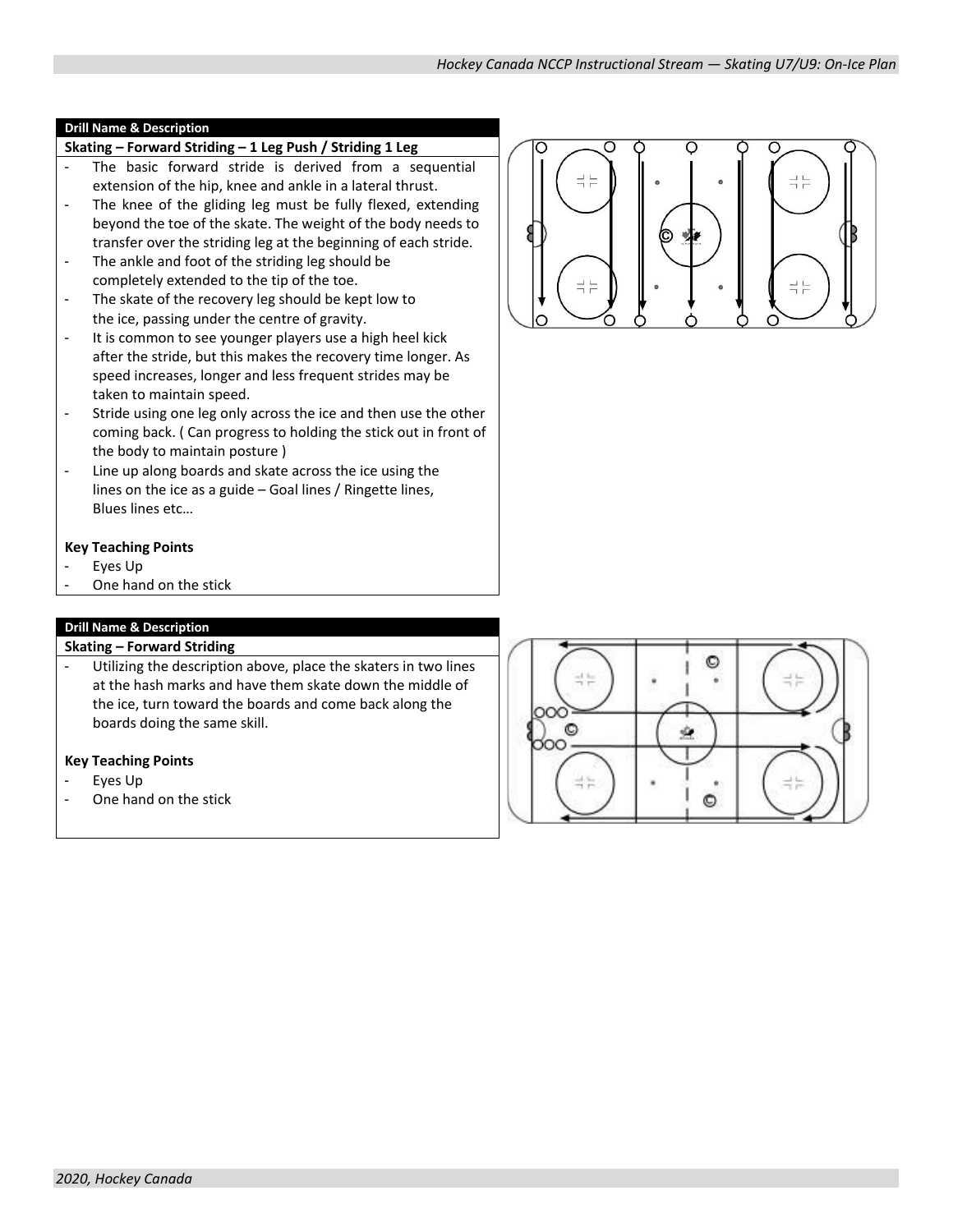**Drill Name & Description**

**Skating – Forward Striding – 1 Leg Push / Striding 1 Leg**

- The basic forward stride is derived from a sequential extension of the hip, knee and ankle in a lateral thrust.
- The knee of the gliding leg must be fully flexed, extending beyond the toe of the skate. The weight of the body needs to transfer over the striding leg at the beginning of each stride.
- The ankle and foot of the striding leg should be completely extended to the tip of the toe.
- The skate of the recovery leg should be kept low to the ice, passing under the centre of gravity.
- It is common to see younger players use a high heel kick after the stride, but this makes the recovery time longer. As speed increases, longer and less frequent strides may be taken to maintain speed.
- Stride using one leg only across the ice and then use the other coming back. ( Can progress to holding the stick out in front of the body to maintain posture )
- Line up along boards and skate across the ice using the lines on the ice as a guide – Goal lines / Ringette lines, Blues lines etc…

**Key Teaching Points**

- Eyes Up
- One hand on the stick

**Drill Name & Description**

**Skating – Forward Striding**

- Utilizing the description above, place the skaters in two lines at the hash marks and have them skate down the middle of the ice, turn toward the boards and come back along the boards doing the same skill.

**Key Teaching Points**

- Eyes Up
- One hand on the stick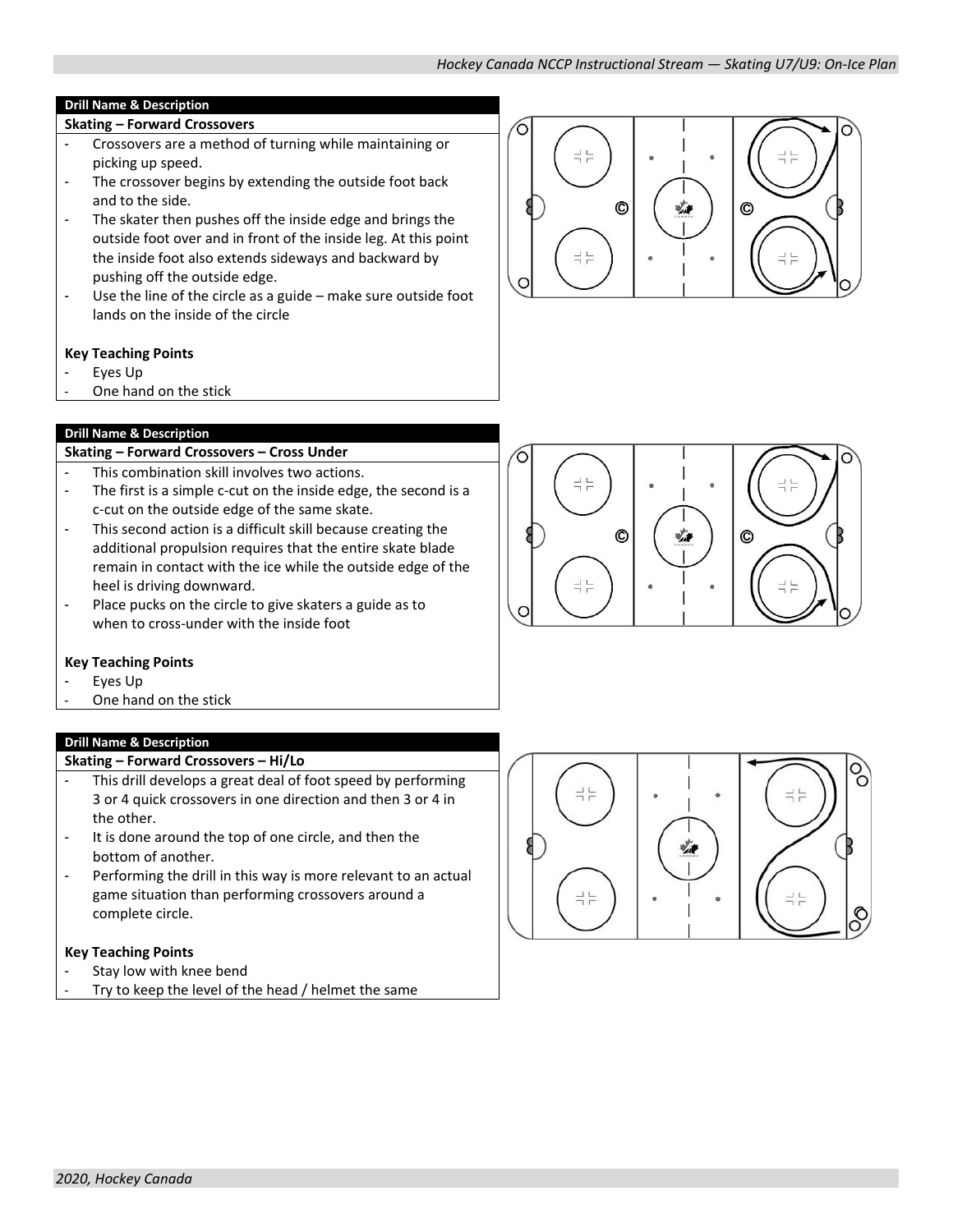**Drill Name & Description**

**Skating – Forward Crossovers**

- Crossovers are a method of turning while maintaining or picking up speed.
- The crossover begins by extending the outside foot back and to the side.
- The skater then pushes off the inside edge and brings the outside foot over and in front of the inside leg. At this point the inside foot also extends sideways and backward by pushing off the outside edge.
- Use the line of the circle as a guide – make sure outside foot lands on the inside of the circle

**Key Teaching Points**

- Eyes Up
- One hand on the stick

**Drill Name & Description**

**Skating – Forward Crossovers – Cross Under**

- This combination skill involves two actions.
- The first is a simple c-cut on the inside edge, the second is a c-cut on the outside edge of the same skate.
- This second action is a difficult skill because creating the additional propulsion requires that the entire skate blade remain in contact with the ice while the outside edge of the heel is driving downward.
- Place pucks on the circle to give skaters a guide as to when to cross-under with the inside foot

**Key Teaching Points**

- Eyes Up
- One hand on the stick

**Drill Name & Description**

**Skating – Forward Crossovers – Hi/Lo**

- This drill develops a great deal of foot speed by performing 3 or 4 quick crossovers in one direction and then 3 or 4 in the other.
- It is done around the top of one circle, and then the bottom of another.
- Performing the drill in this way is more relevant to an actual game situation than performing crossovers around a complete circle.

**Key Teaching Points**

- Stay low with knee bend
- Try to keep the level of the head / helmet the same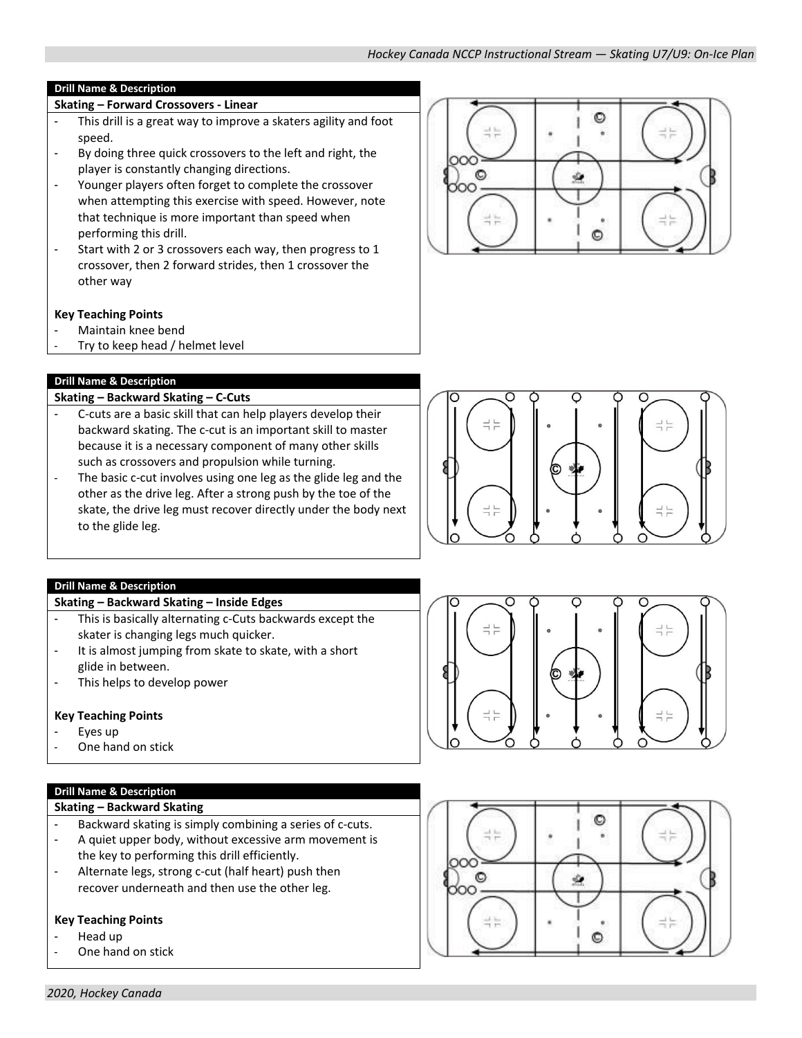**Drill Name & Description**

**Skating – Forward Crossovers - Linear**

- This drill is a great way to improve a skaters agility and foot speed.
- By doing three quick crossovers to the left and right, the player is constantly changing directions.
- Younger players often forget to complete the crossover when attempting this exercise with speed. However, note that technique is more important than speed when performing this drill.
- Start with 2 or 3 crossovers each way, then progress to 1 crossover, then 2 forward strides, then 1 crossover the other way

**Key Teaching Points**

- Maintain knee bend
- Try to keep head / helmet level

**Drill Name & Description**

**Skating – Backward Skating – C-Cuts**

- C-cuts are a basic skill that can help players develop their backward skating. The c-cut is an important skill to master because it is a necessary component of many other skills such as crossovers and propulsion while turning.
- The basic c-cut involves using one leg as the glide leg and the other as the drive leg. After a strong push by the toe of the skate, the drive leg must recover directly under the body next to the glide leg.

**Drill Name & Description**

**Skating – Backward Skating – Inside Edges**

- This is basically alternating c-Cuts backwards except the skater is changing legs much quicker.
- It is almost jumping from skate to skate, with a short glide in between.
- This helps to develop power

**Key Teaching Points**

- Eyes up
- One hand on stick

**Drill Name & Description**

**Skating – Backward Skating**

- Backward skating is simply combining a series of c-cuts.
- A quiet upper body, without excessive arm movement is the key to performing this drill efficiently.
- Alternate legs, strong c-cut (half heart) push then recover underneath and then use the other leg.

**Key Teaching Points**

- Head up
- One hand on stick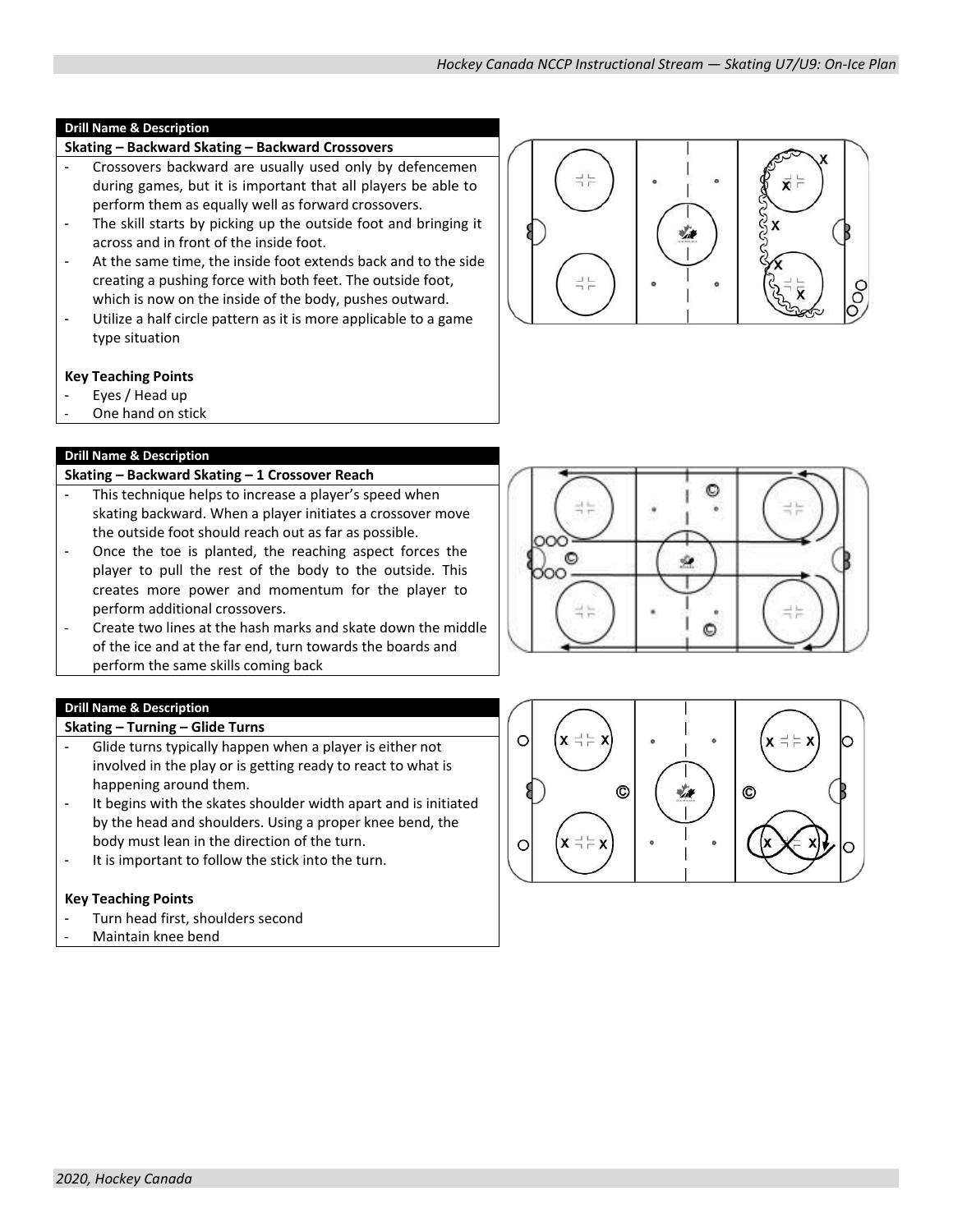**Drill Name & Description**

**Skating – Backward Skating – Backward Crossovers**

- Crossovers backward are usually used only by defencemen during games, but it is important that all players be able to perform them as equally well as forward crossovers.
- The skill starts by picking up the outside foot and bringing it across and in front of the inside foot.
- At the same time, the inside foot extends back and to the side creating a pushing force with both feet. The outside foot, which is now on the inside of the body, pushes outward.
- Utilize a half circle pattern as it is more applicable to a game type situation

**Key Teaching Points**

- Eyes / Head up
- One hand on stick

**Drill Name & Description**

**Skating – Backward Skating – 1 Crossover Reach**

- This technique helps to increase a player's speed when skating backward. When a player initiates a crossover move the outside foot should reach out as far as possible.
- Once the toe is planted, the reaching aspect forces the player to pull the rest of the body to the outside. This creates more power and momentum for the player to perform additional crossovers.
- Create two lines at the hash marks and skate down the middle of the ice and at the far end, turn towards the boards and perform the same skills coming back

**Drill Name & Description**

**Skating – Turning – Glide Turns**

- Glide turns typically happen when a player is either not involved in the play or is getting ready to react to what is happening around them.
- It begins with the skates shoulder width apart and is initiated by the head and shoulders. Using a proper knee bend, the body must lean in the direction of the turn.
- It is important to follow the stick into the turn.

**Key Teaching Points**

- Turn head first, shoulders second
- Maintain knee bend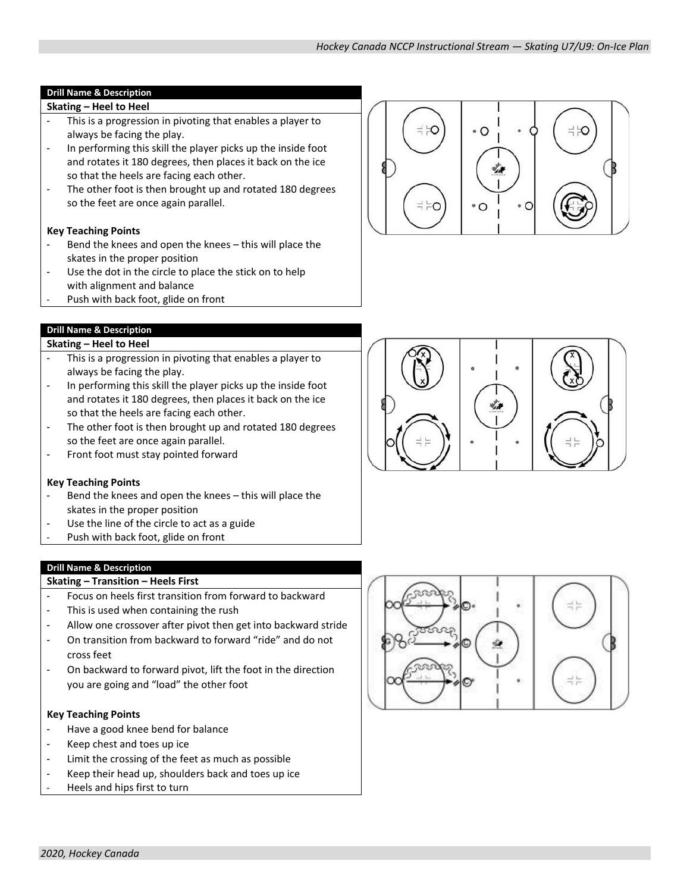**Drill Name & Description**

**Skating – Heel to Heel**

- This is a progression in pivoting that enables a player to always be facing the play.
- In performing this skill the player picks up the inside foot and rotates it 180 degrees, then places it back on the ice so that the heels are facing each other.
- The other foot is then brought up and rotated 180 degrees so the feet are once again parallel.

**Key Teaching Points**

- Bend the knees and open the knees – this will place the skates in the proper position
- Use the dot in the circle to place the stick on to help with alignment and balance
- Push with back foot, glide on front

**Drill Name & Description**

**Skating – Heel to Heel**

- This is a progression in pivoting that enables a player to always be facing the play.
- In performing this skill the player picks up the inside foot and rotates it 180 degrees, then places it back on the ice so that the heels are facing each other.
- The other foot is then brought up and rotated 180 degrees so the feet are once again parallel.
- Front foot must stay pointed forward

**Key Teaching Points**

- Bend the knees and open the knees – this will place the skates in the proper position
- Use the line of the circle to act as a guide
- Push with back foot, glide on front

**Drill Name & Description**

**Skating – Transition – Heels First**

- Focus on heels first transition from forward to backward
- This is used when containing the rush
- Allow one crossover after pivot then get into backward stride
- On transition from backward to forward "ride" and do not cross feet
- On backward to forward pivot, lift the foot in the direction you are going and "load" the other foot

**Key Teaching Points**

- Have a good knee bend for balance
- Keep chest and toes up ice
- Limit the crossing of the feet as much as possible
- Keep their head up, shoulders back and toes up ice
- Heels and hips first to turn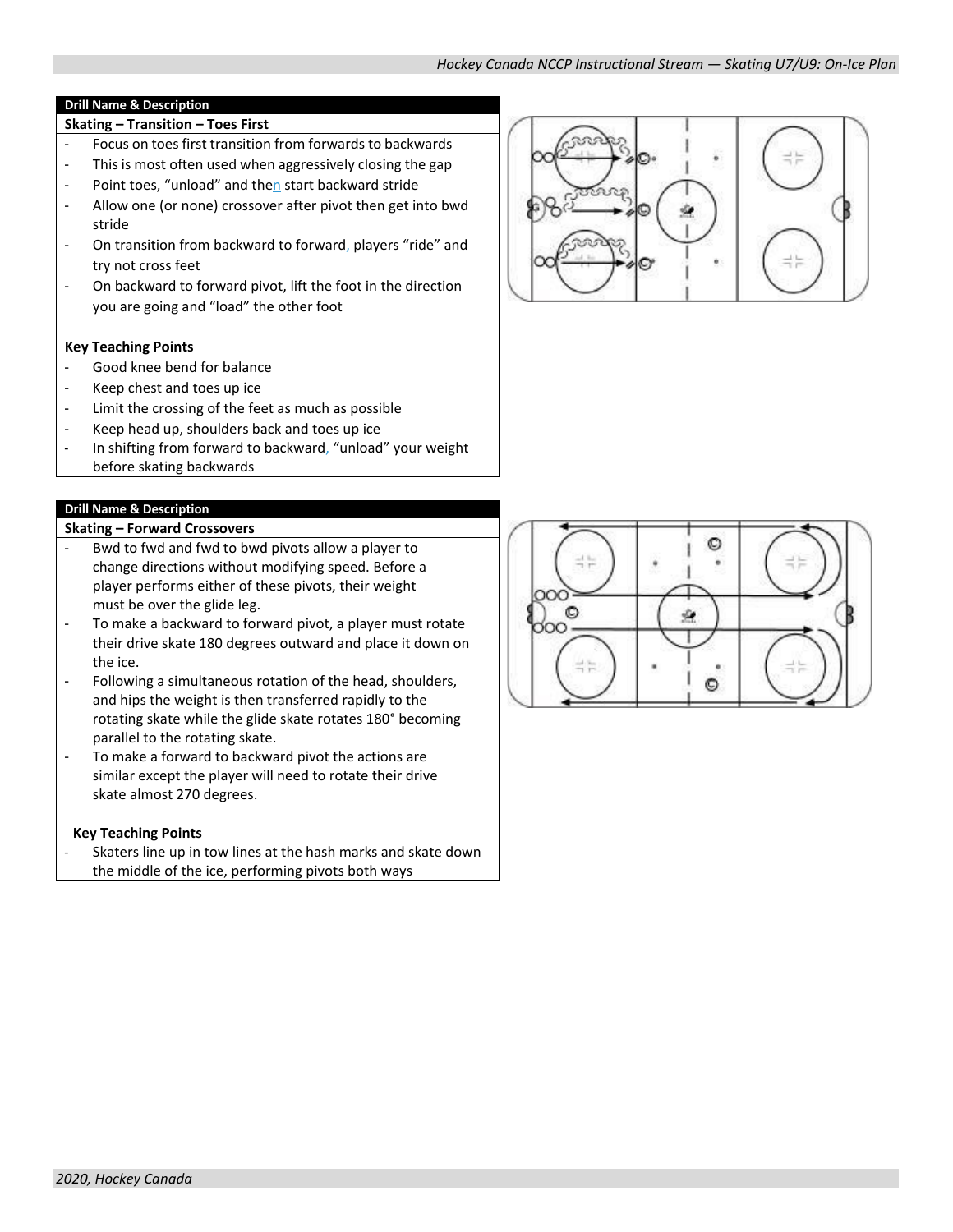| Drill Name & Description |
| --- |
| **Skating – Transition – Toes First** |

- Focus on toes first transition from forwards to backwards
- This is most often used when aggressively closing the gap
- Point toes, "unload" and then start backward stride
- Allow one (or none) crossover after pivot then get into bwd stride
- On transition from backward to forward, players "ride" and try not cross feet
- On backward to forward pivot, lift the foot in the direction you are going and "load" the other foot

**Key Teaching Points**

- Good knee bend for balance
- Keep chest and toes up ice
- Limit the crossing of the feet as much as possible
- Keep head up, shoulders back and toes up ice
- In shifting from forward to backward, "unload" your weight before skating backwards

| Drill Name & Description |
| --- |
| **Skating – Forward Crossovers** |

- Bwd to fwd and fwd to bwd pivots allow a player to change directions without modifying speed. Before a player performs either of these pivots, their weight must be over the glide leg.
- To make a backward to forward pivot, a player must rotate their drive skate 180 degrees outward and place it down on the ice.
- Following a simultaneous rotation of the head, shoulders, and hips the weight is then transferred rapidly to the rotating skate while the glide skate rotates 180° becoming parallel to the rotating skate.
- To make a forward to backward pivot the actions are similar except the player will need to rotate their drive skate almost 270 degrees.

**Key Teaching Points**

- Skaters line up in tow lines at the hash marks and skate down the middle of the ice, performing pivots both ways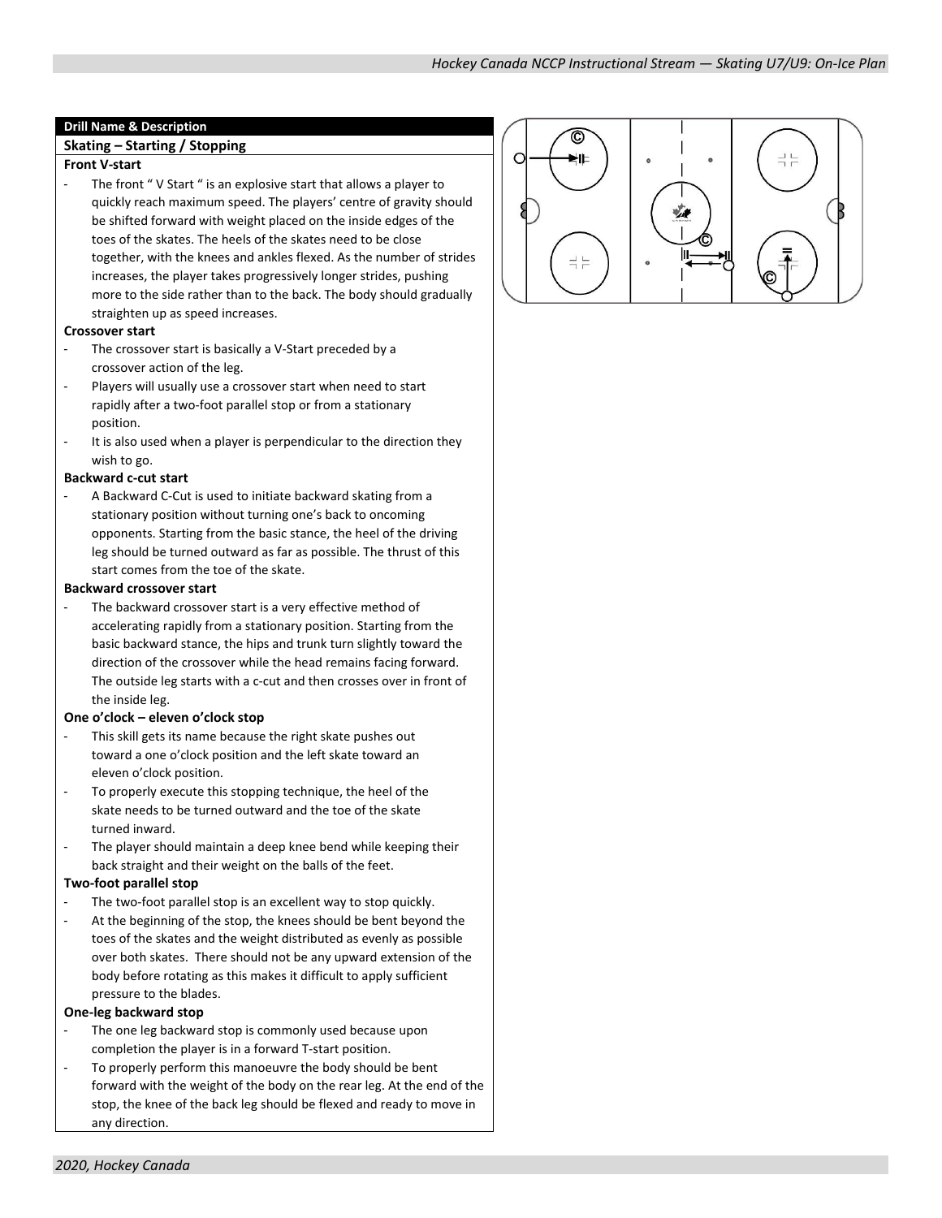| Drill Name & Description |
|---|
| **Skating – Starting / Stopping** |

**Front V-start**

- The front " V Start " is an explosive start that allows a player to quickly reach maximum speed. The players' centre of gravity should be shifted forward with weight placed on the inside edges of the toes of the skates. The heels of the skates need to be close together, with the knees and ankles flexed. As the number of strides increases, the player takes progressively longer strides, pushing more to the side rather than to the back. The body should gradually straighten up as speed increases.

**Crossover start**

- The crossover start is basically a V-Start preceded by a crossover action of the leg.
- Players will usually use a crossover start when need to start rapidly after a two-foot parallel stop or from a stationary position.
- It is also used when a player is perpendicular to the direction they wish to go.

**Backward c-cut start**

- A Backward C-Cut is used to initiate backward skating from a stationary position without turning one's back to oncoming opponents. Starting from the basic stance, the heel of the driving leg should be turned outward as far as possible. The thrust of this start comes from the toe of the skate.

**Backward crossover start**

- The backward crossover start is a very effective method of accelerating rapidly from a stationary position. Starting from the basic backward stance, the hips and trunk turn slightly toward the direction of the crossover while the head remains facing forward. The outside leg starts with a c-cut and then crosses over in front of the inside leg.

**One o'clock – eleven o'clock stop**

- This skill gets its name because the right skate pushes out toward a one o'clock position and the left skate toward an eleven o'clock position.
- To properly execute this stopping technique, the heel of the skate needs to be turned outward and the toe of the skate turned inward.
- The player should maintain a deep knee bend while keeping their back straight and their weight on the balls of the feet.

**Two-foot parallel stop**

- The two-foot parallel stop is an excellent way to stop quickly.
- At the beginning of the stop, the knees should be bent beyond the toes of the skates and the weight distributed as evenly as possible over both skates. There should not be any upward extension of the body before rotating as this makes it difficult to apply sufficient pressure to the blades.

**One-leg backward stop**

- The one leg backward stop is commonly used because upon completion the player is in a forward T-start position.
- To properly perform this manoeuvre the body should be bent forward with the weight of the body on the rear leg. At the end of the stop, the knee of the back leg should be flexed and ready to move in any direction.